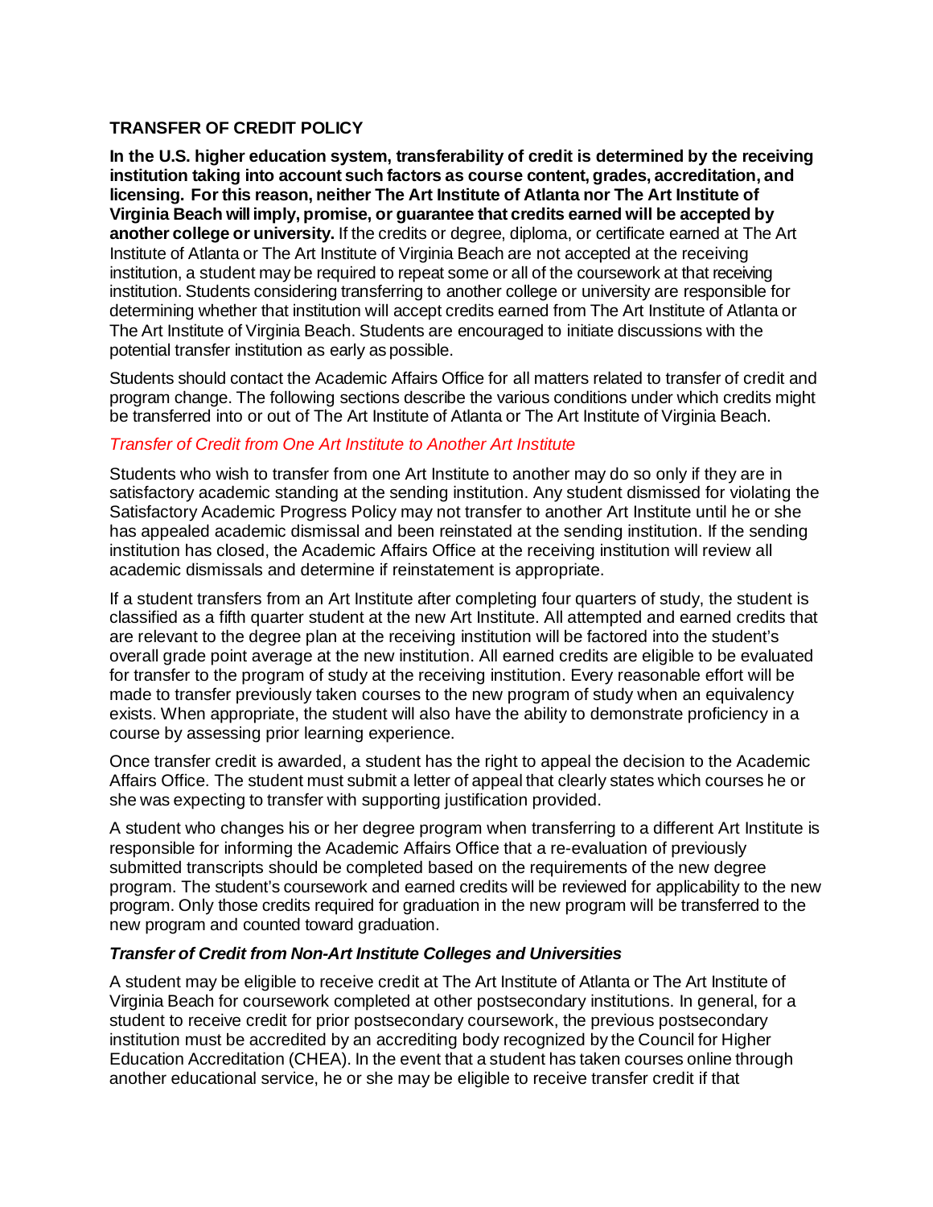## TRANSFER OF CREDIT POLICY

**In the U.S. higher education system, transferability of credit is determined by the receiving institution taking into account such factors as course content, grades, accreditation, and licensing. For this reason, neither The Art Institute of Atlanta nor The Art Institute of Virginia Beach will imply, promise, or guarantee that credits earned will be accepted by another college or university.** If the credits or degree, diploma, or certificate earned at The Art Institute of Atlanta or The Art Institute of Virginia Beach are not accepted at the receiving institution, a student may be required to repeat some or all of the coursework at that receiving institution. Students considering transferring to another college or university are responsible for determining whether that institution will accept credits earned from The Art Institute of Atlanta or The Art Institute of Virginia Beach. Students are encouraged to initiate discussions with the potential transfer institution as early as possible.

Students should contact the Academic Affairs Office for all matters related to transfer of credit and program change. The following sections describe the various conditions under which credits might be transferred into or out of The Art Institute of Atlanta or The Art Institute of Virginia Beach.

### *Transfer of Credit from One Art Institute to Another Art Institute*

Students who wish to transfer from one Art Institute to another may do so only if they are in satisfactory academic standing at the sending institution. Any student dismissed for violating the Satisfactory Academic Progress Policy may not transfer to another Art Institute until he or she has appealed academic dismissal and been reinstated at the sending institution. If the sending institution has closed, the Academic Affairs Office at the receiving institution will review all academic dismissals and determine if reinstatement is appropriate.

If a student transfers from an Art Institute after completing four quarters of study, the student is classified as a fifth quarter student at the new Art Institute. All attempted and earned credits that are relevant to the degree plan at the receiving institution will be factored into the student's overall grade point average at the new institution. All earned credits are eligible to be evaluated for transfer to the program of study at the receiving institution. Every reasonable effort will be made to transfer previously taken courses to the new program of study when an equivalency exists. When appropriate, the student will also have the ability to demonstrate proficiency in a course by assessing prior learning experience.

Once transfer credit is awarded, a student has the right to appeal the decision to the Academic Affairs Office. The student must submit a letter of appeal that clearly states which courses he or she was expecting to transfer with supporting justification provided.

A student who changes his or her degree program when transferring to a different Art Institute is responsible for informing the Academic Affairs Office that a re-evaluation of previously submitted transcripts should be completed based on the requirements of the new degree program. The student's coursework and earned credits will be reviewed for applicability to the new program. Only those credits required for graduation in the new program will be transferred to the new program and counted toward graduation.

### ***Transfer of Credit from Non-Art Institute Colleges and Universities***

A student may be eligible to receive credit at The Art Institute of Atlanta or The Art Institute of Virginia Beach for coursework completed at other postsecondary institutions. In general, for a student to receive credit for prior postsecondary coursework, the previous postsecondary institution must be accredited by an accrediting body recognized by the Council for Higher Education Accreditation (CHEA). In the event that a student has taken courses online through another educational service, he or she may be eligible to receive transfer credit if that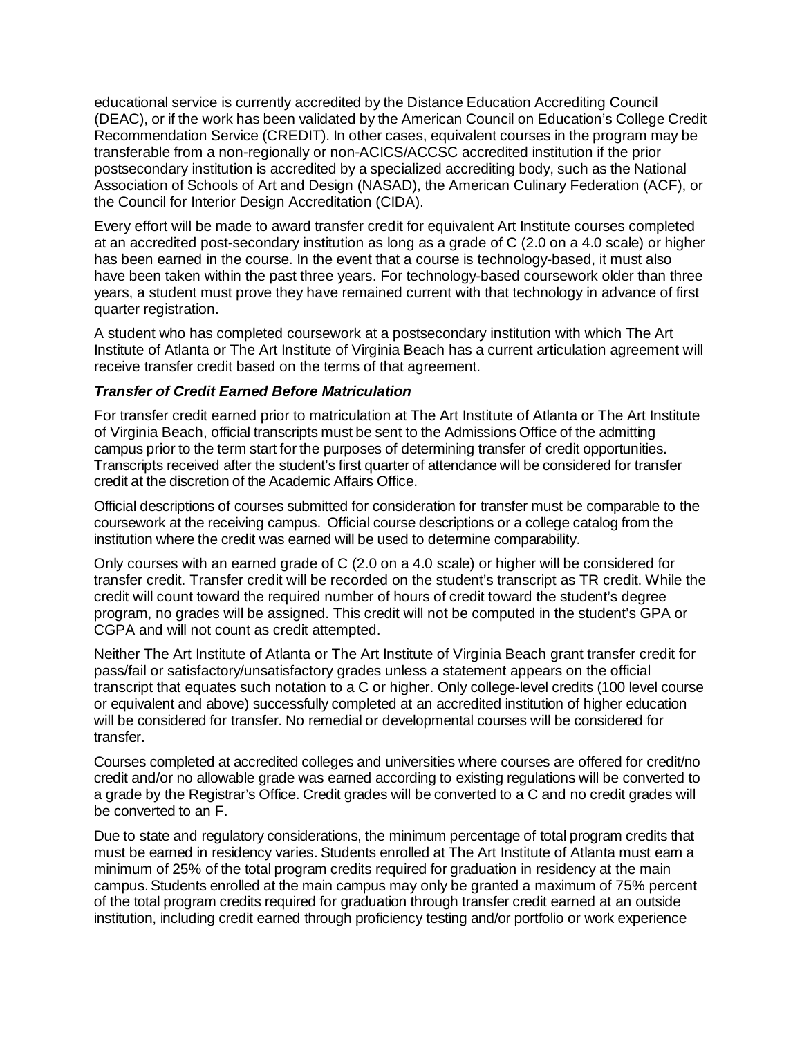educational service is currently accredited by the Distance Education Accrediting Council (DEAC), or if the work has been validated by the American Council on Education's College Credit Recommendation Service (CREDIT). In other cases, equivalent courses in the program may be transferable from a non-regionally or non-ACICS/ACCSC accredited institution if the prior postsecondary institution is accredited by a specialized accrediting body, such as the National Association of Schools of Art and Design (NASAD), the American Culinary Federation (ACF), or the Council for Interior Design Accreditation (CIDA).

Every effort will be made to award transfer credit for equivalent Art Institute courses completed at an accredited post-secondary institution as long as a grade of C (2.0 on a 4.0 scale) or higher has been earned in the course. In the event that a course is technology-based, it must also have been taken within the past three years. For technology-based coursework older than three years, a student must prove they have remained current with that technology in advance of first quarter registration.

A student who has completed coursework at a postsecondary institution with which The Art Institute of Atlanta or The Art Institute of Virginia Beach has a current articulation agreement will receive transfer credit based on the terms of that agreement.

***Transfer of Credit Earned Before Matriculation***

For transfer credit earned prior to matriculation at The Art Institute of Atlanta or The Art Institute of Virginia Beach, official transcripts must be sent to the Admissions Office of the admitting campus prior to the term start for the purposes of determining transfer of credit opportunities. Transcripts received after the student's first quarter of attendance will be considered for transfer credit at the discretion of the Academic Affairs Office.

Official descriptions of courses submitted for consideration for transfer must be comparable to the coursework at the receiving campus. Official course descriptions or a college catalog from the institution where the credit was earned will be used to determine comparability.

Only courses with an earned grade of C (2.0 on a 4.0 scale) or higher will be considered for transfer credit. Transfer credit will be recorded on the student's transcript as TR credit. While the credit will count toward the required number of hours of credit toward the student's degree program, no grades will be assigned. This credit will not be computed in the student's GPA or CGPA and will not count as credit attempted.

Neither The Art Institute of Atlanta or The Art Institute of Virginia Beach grant transfer credit for pass/fail or satisfactory/unsatisfactory grades unless a statement appears on the official transcript that equates such notation to a C or higher. Only college-level credits (100 level course or equivalent and above) successfully completed at an accredited institution of higher education will be considered for transfer. No remedial or developmental courses will be considered for transfer.

Courses completed at accredited colleges and universities where courses are offered for credit/no credit and/or no allowable grade was earned according to existing regulations will be converted to a grade by the Registrar's Office. Credit grades will be converted to a C and no credit grades will be converted to an F.

Due to state and regulatory considerations, the minimum percentage of total program credits that must be earned in residency varies. Students enrolled at The Art Institute of Atlanta must earn a minimum of 25% of the total program credits required for graduation in residency at the main campus. Students enrolled at the main campus may only be granted a maximum of 75% percent of the total program credits required for graduation through transfer credit earned at an outside institution, including credit earned through proficiency testing and/or portfolio or work experience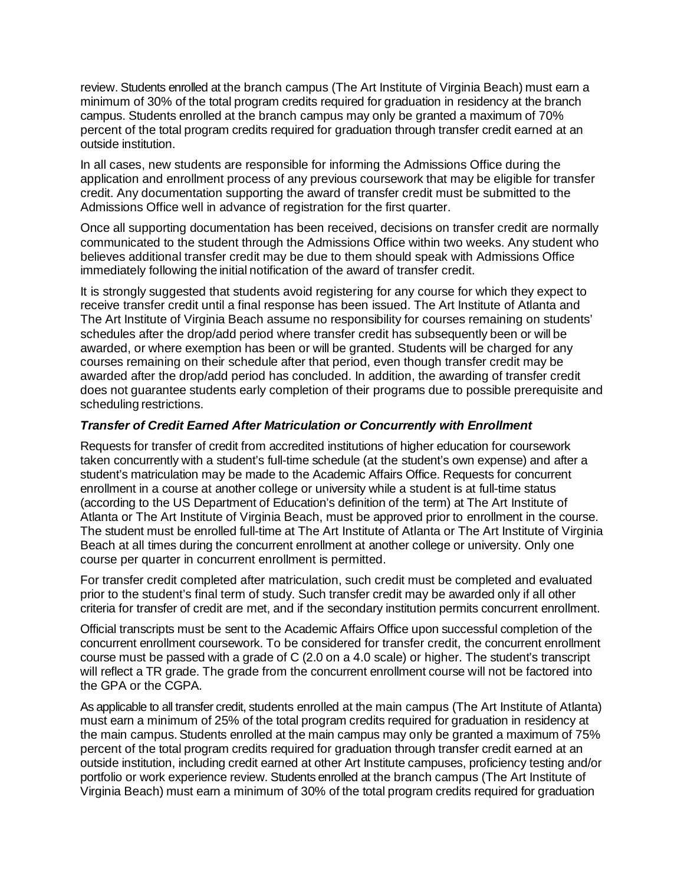review. Students enrolled at the branch campus (The Art Institute of Virginia Beach) must earn a minimum of 30% of the total program credits required for graduation in residency at the branch campus. Students enrolled at the branch campus may only be granted a maximum of 70% percent of the total program credits required for graduation through transfer credit earned at an outside institution.

In all cases, new students are responsible for informing the Admissions Office during the application and enrollment process of any previous coursework that may be eligible for transfer credit. Any documentation supporting the award of transfer credit must be submitted to the Admissions Office well in advance of registration for the first quarter.

Once all supporting documentation has been received, decisions on transfer credit are normally communicated to the student through the Admissions Office within two weeks. Any student who believes additional transfer credit may be due to them should speak with Admissions Office immediately following the initial notification of the award of transfer credit.

It is strongly suggested that students avoid registering for any course for which they expect to receive transfer credit until a final response has been issued. The Art Institute of Atlanta and The Art Institute of Virginia Beach assume no responsibility for courses remaining on students' schedules after the drop/add period where transfer credit has subsequently been or will be awarded, or where exemption has been or will be granted. Students will be charged for any courses remaining on their schedule after that period, even though transfer credit may be awarded after the drop/add period has concluded. In addition, the awarding of transfer credit does not guarantee students early completion of their programs due to possible prerequisite and scheduling restrictions.

### *Transfer of Credit Earned After Matriculation or Concurrently with Enrollment*

Requests for transfer of credit from accredited institutions of higher education for coursework taken concurrently with a student's full-time schedule (at the student's own expense) and after a student's matriculation may be made to the Academic Affairs Office. Requests for concurrent enrollment in a course at another college or university while a student is at full-time status (according to the US Department of Education's definition of the term) at The Art Institute of Atlanta or The Art Institute of Virginia Beach, must be approved prior to enrollment in the course. The student must be enrolled full-time at The Art Institute of Atlanta or The Art Institute of Virginia Beach at all times during the concurrent enrollment at another college or university. Only one course per quarter in concurrent enrollment is permitted.

For transfer credit completed after matriculation, such credit must be completed and evaluated prior to the student's final term of study. Such transfer credit may be awarded only if all other criteria for transfer of credit are met, and if the secondary institution permits concurrent enrollment.

Official transcripts must be sent to the Academic Affairs Office upon successful completion of the concurrent enrollment coursework. To be considered for transfer credit, the concurrent enrollment course must be passed with a grade of C (2.0 on a 4.0 scale) or higher. The student's transcript will reflect a TR grade. The grade from the concurrent enrollment course will not be factored into the GPA or the CGPA.

As applicable to all transfer credit, students enrolled at the main campus (The Art Institute of Atlanta) must earn a minimum of 25% of the total program credits required for graduation in residency at the main campus. Students enrolled at the main campus may only be granted a maximum of 75% percent of the total program credits required for graduation through transfer credit earned at an outside institution, including credit earned at other Art Institute campuses, proficiency testing and/or portfolio or work experience review. Students enrolled at the branch campus (The Art Institute of Virginia Beach) must earn a minimum of 30% of the total program credits required for graduation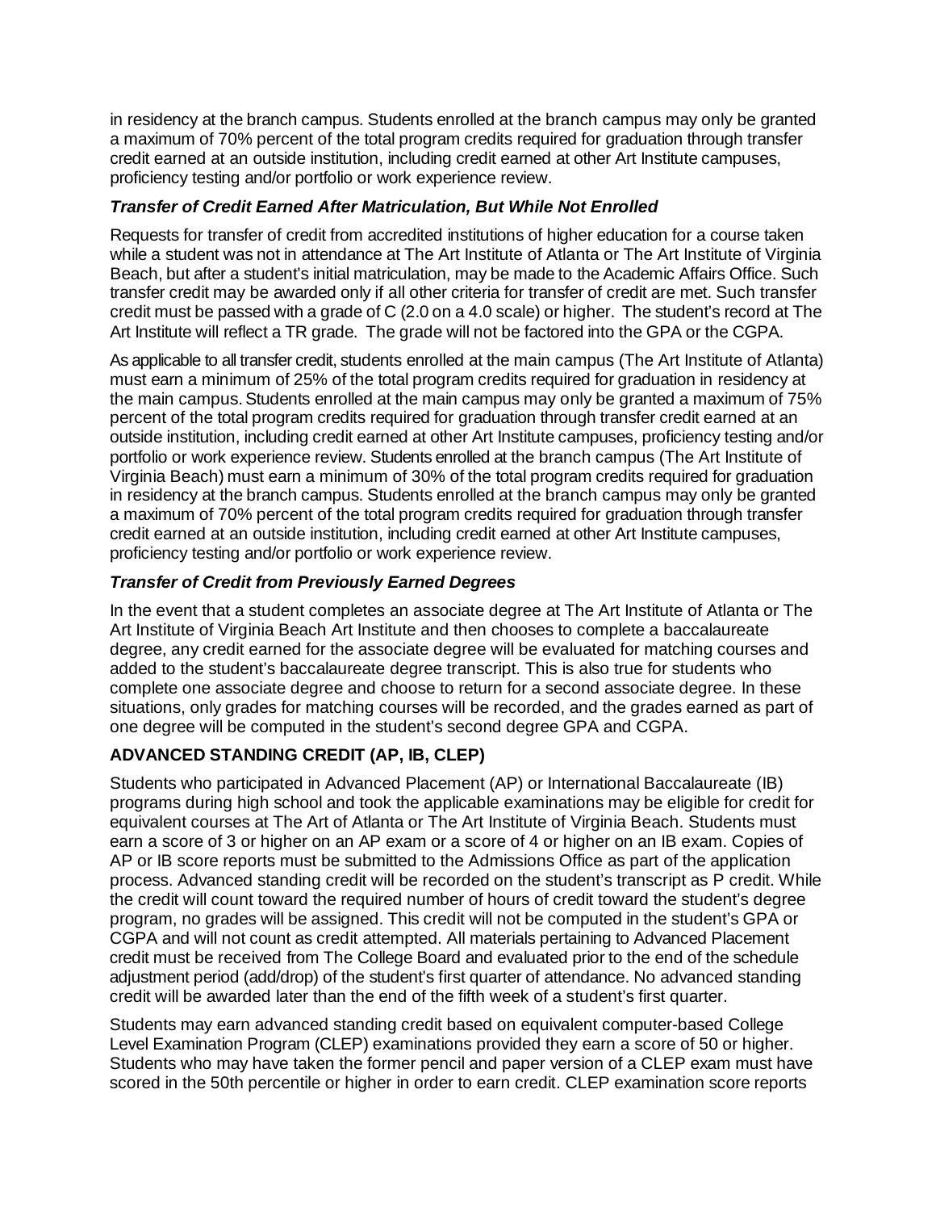in residency at the branch campus. Students enrolled at the branch campus may only be granted a maximum of 70% percent of the total program credits required for graduation through transfer credit earned at an outside institution, including credit earned at other Art Institute campuses, proficiency testing and/or portfolio or work experience review.

### *Transfer of Credit Earned After Matriculation, But While Not Enrolled*

Requests for transfer of credit from accredited institutions of higher education for a course taken while a student was not in attendance at The Art Institute of Atlanta or The Art Institute of Virginia Beach, but after a student's initial matriculation, may be made to the Academic Affairs Office. Such transfer credit may be awarded only if all other criteria for transfer of credit are met. Such transfer credit must be passed with a grade of C (2.0 on a 4.0 scale) or higher. The student's record at The Art Institute will reflect a TR grade. The grade will not be factored into the GPA or the CGPA.

As applicable to all transfer credit, students enrolled at the main campus (The Art Institute of Atlanta) must earn a minimum of 25% of the total program credits required for graduation in residency at the main campus. Students enrolled at the main campus may only be granted a maximum of 75% percent of the total program credits required for graduation through transfer credit earned at an outside institution, including credit earned at other Art Institute campuses, proficiency testing and/or portfolio or work experience review. Students enrolled at the branch campus (The Art Institute of Virginia Beach) must earn a minimum of 30% of the total program credits required for graduation in residency at the branch campus. Students enrolled at the branch campus may only be granted a maximum of 70% percent of the total program credits required for graduation through transfer credit earned at an outside institution, including credit earned at other Art Institute campuses, proficiency testing and/or portfolio or work experience review.

### *Transfer of Credit from Previously Earned Degrees*

In the event that a student completes an associate degree at The Art Institute of Atlanta or The Art Institute of Virginia Beach Art Institute and then chooses to complete a baccalaureate degree, any credit earned for the associate degree will be evaluated for matching courses and added to the student's baccalaureate degree transcript. This is also true for students who complete one associate degree and choose to return for a second associate degree. In these situations, only grades for matching courses will be recorded, and the grades earned as part of one degree will be computed in the student's second degree GPA and CGPA.

## ADVANCED STANDING CREDIT (AP, IB, CLEP)

Students who participated in Advanced Placement (AP) or International Baccalaureate (IB) programs during high school and took the applicable examinations may be eligible for credit for equivalent courses at The Art of Atlanta or The Art Institute of Virginia Beach. Students must earn a score of 3 or higher on an AP exam or a score of 4 or higher on an IB exam. Copies of AP or IB score reports must be submitted to the Admissions Office as part of the application process. Advanced standing credit will be recorded on the student's transcript as P credit. While the credit will count toward the required number of hours of credit toward the student's degree program, no grades will be assigned. This credit will not be computed in the student's GPA or CGPA and will not count as credit attempted. All materials pertaining to Advanced Placement credit must be received from The College Board and evaluated prior to the end of the schedule adjustment period (add/drop) of the student's first quarter of attendance. No advanced standing credit will be awarded later than the end of the fifth week of a student's first quarter.

Students may earn advanced standing credit based on equivalent computer-based College Level Examination Program (CLEP) examinations provided they earn a score of 50 or higher. Students who may have taken the former pencil and paper version of a CLEP exam must have scored in the 50th percentile or higher in order to earn credit. CLEP examination score reports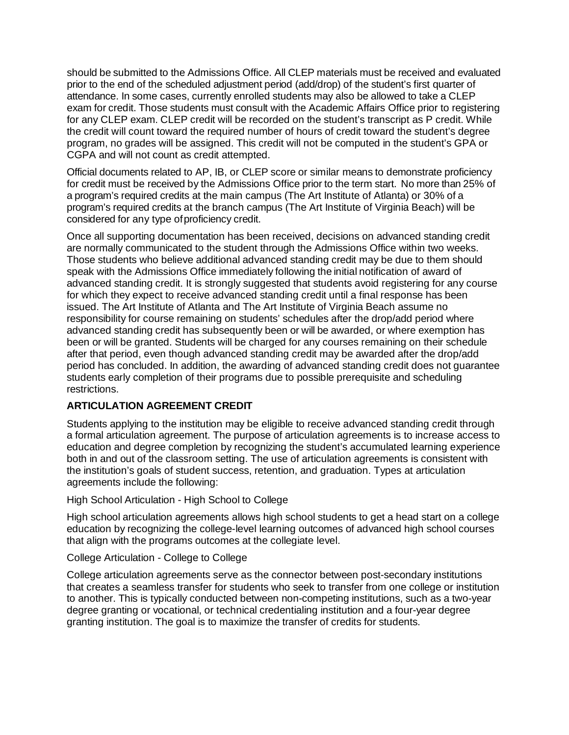should be submitted to the Admissions Office. All CLEP materials must be received and evaluated prior to the end of the scheduled adjustment period (add/drop) of the student's first quarter of attendance. In some cases, currently enrolled students may also be allowed to take a CLEP exam for credit. Those students must consult with the Academic Affairs Office prior to registering for any CLEP exam. CLEP credit will be recorded on the student's transcript as P credit. While the credit will count toward the required number of hours of credit toward the student's degree program, no grades will be assigned. This credit will not be computed in the student's GPA or CGPA and will not count as credit attempted.

Official documents related to AP, IB, or CLEP score or similar means to demonstrate proficiency for credit must be received by the Admissions Office prior to the term start. No more than 25% of a program's required credits at the main campus (The Art Institute of Atlanta) or 30% of a program's required credits at the branch campus (The Art Institute of Virginia Beach) will be considered for any type of proficiency credit.

Once all supporting documentation has been received, decisions on advanced standing credit are normally communicated to the student through the Admissions Office within two weeks. Those students who believe additional advanced standing credit may be due to them should speak with the Admissions Office immediately following the initial notification of award of advanced standing credit. It is strongly suggested that students avoid registering for any course for which they expect to receive advanced standing credit until a final response has been issued. The Art Institute of Atlanta and The Art Institute of Virginia Beach assume no responsibility for course remaining on students' schedules after the drop/add period where advanced standing credit has subsequently been or will be awarded, or where exemption has been or will be granted. Students will be charged for any courses remaining on their schedule after that period, even though advanced standing credit may be awarded after the drop/add period has concluded. In addition, the awarding of advanced standing credit does not guarantee students early completion of their programs due to possible prerequisite and scheduling restrictions.

**ARTICULATION AGREEMENT CREDIT**

Students applying to the institution may be eligible to receive advanced standing credit through a formal articulation agreement. The purpose of articulation agreements is to increase access to education and degree completion by recognizing the student's accumulated learning experience both in and out of the classroom setting. The use of articulation agreements is consistent with the institution's goals of student success, retention, and graduation. Types at articulation agreements include the following:

High School Articulation - High School to College

High school articulation agreements allows high school students to get a head start on a college education by recognizing the college-level learning outcomes of advanced high school courses that align with the programs outcomes at the collegiate level.

College Articulation - College to College

College articulation agreements serve as the connector between post-secondary institutions that creates a seamless transfer for students who seek to transfer from one college or institution to another. This is typically conducted between non-competing institutions, such as a two-year degree granting or vocational, or technical credentialing institution and a four-year degree granting institution. The goal is to maximize the transfer of credits for students.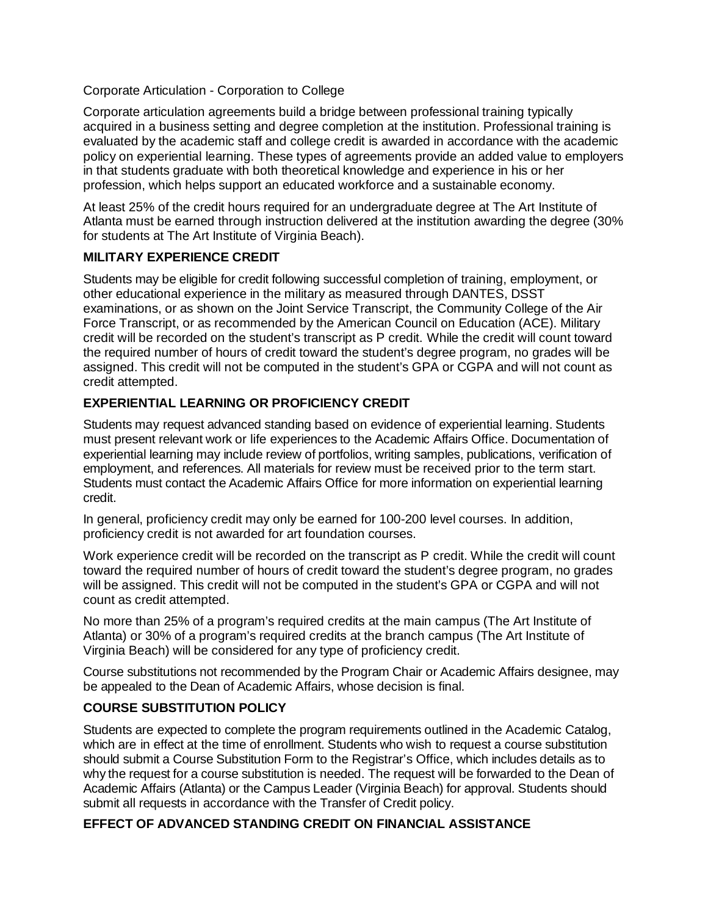Corporate Articulation - Corporation to College

Corporate articulation agreements build a bridge between professional training typically acquired in a business setting and degree completion at the institution. Professional training is evaluated by the academic staff and college credit is awarded in accordance with the academic policy on experiential learning. These types of agreements provide an added value to employers in that students graduate with both theoretical knowledge and experience in his or her profession, which helps support an educated workforce and a sustainable economy.

At least 25% of the credit hours required for an undergraduate degree at The Art Institute of Atlanta must be earned through instruction delivered at the institution awarding the degree (30% for students at The Art Institute of Virginia Beach).

### MILITARY EXPERIENCE CREDIT

Students may be eligible for credit following successful completion of training, employment, or other educational experience in the military as measured through DANTES, DSST examinations, or as shown on the Joint Service Transcript, the Community College of the Air Force Transcript, or as recommended by the American Council on Education (ACE). Military credit will be recorded on the student's transcript as P credit. While the credit will count toward the required number of hours of credit toward the student's degree program, no grades will be assigned. This credit will not be computed in the student's GPA or CGPA and will not count as credit attempted.

### EXPERIENTIAL LEARNING OR PROFICIENCY CREDIT

Students may request advanced standing based on evidence of experiential learning. Students must present relevant work or life experiences to the Academic Affairs Office. Documentation of experiential learning may include review of portfolios, writing samples, publications, verification of employment, and references. All materials for review must be received prior to the term start. Students must contact the Academic Affairs Office for more information on experiential learning credit.

In general, proficiency credit may only be earned for 100-200 level courses. In addition, proficiency credit is not awarded for art foundation courses.

Work experience credit will be recorded on the transcript as P credit. While the credit will count toward the required number of hours of credit toward the student's degree program, no grades will be assigned. This credit will not be computed in the student's GPA or CGPA and will not count as credit attempted.

No more than 25% of a program's required credits at the main campus (The Art Institute of Atlanta) or 30% of a program's required credits at the branch campus (The Art Institute of Virginia Beach) will be considered for any type of proficiency credit.

Course substitutions not recommended by the Program Chair or Academic Affairs designee, may be appealed to the Dean of Academic Affairs, whose decision is final.

### COURSE SUBSTITUTION POLICY

Students are expected to complete the program requirements outlined in the Academic Catalog, which are in effect at the time of enrollment. Students who wish to request a course substitution should submit a Course Substitution Form to the Registrar's Office, which includes details as to why the request for a course substitution is needed. The request will be forwarded to the Dean of Academic Affairs (Atlanta) or the Campus Leader (Virginia Beach) for approval. Students should submit all requests in accordance with the Transfer of Credit policy.

### EFFECT OF ADVANCED STANDING CREDIT ON FINANCIAL ASSISTANCE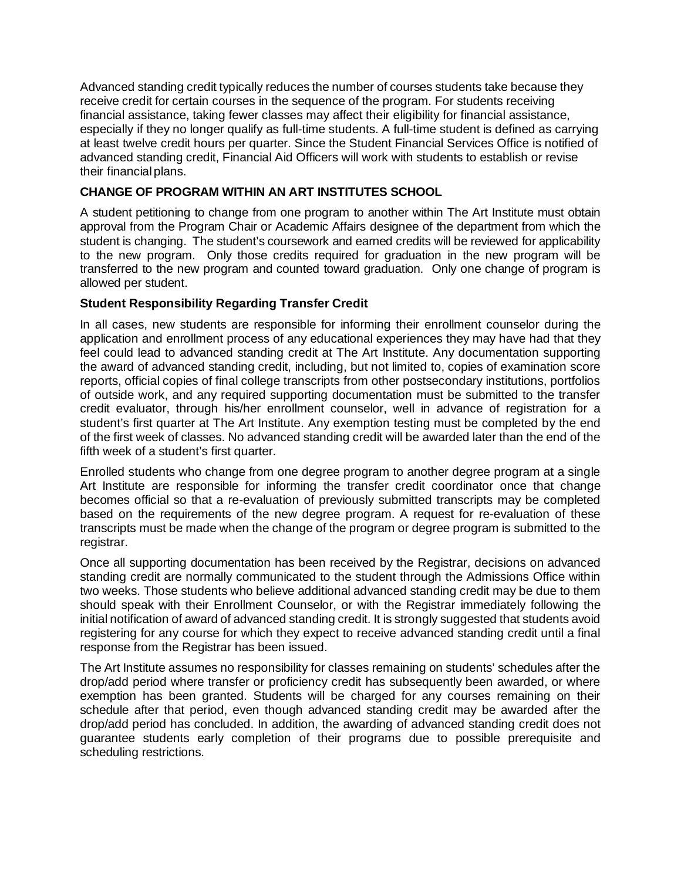Advanced standing credit typically reduces the number of courses students take because they receive credit for certain courses in the sequence of the program. For students receiving financial assistance, taking fewer classes may affect their eligibility for financial assistance, especially if they no longer qualify as full-time students. A full-time student is defined as carrying at least twelve credit hours per quarter. Since the Student Financial Services Office is notified of advanced standing credit, Financial Aid Officers will work with students to establish or revise their financial plans.

## CHANGE OF PROGRAM WITHIN AN ART INSTITUTES SCHOOL

A student petitioning to change from one program to another within The Art Institute must obtain approval from the Program Chair or Academic Affairs designee of the department from which the student is changing. The student's coursework and earned credits will be reviewed for applicability to the new program. Only those credits required for graduation in the new program will be transferred to the new program and counted toward graduation. Only one change of program is allowed per student.

### Student Responsibility Regarding Transfer Credit

In all cases, new students are responsible for informing their enrollment counselor during the application and enrollment process of any educational experiences they may have had that they feel could lead to advanced standing credit at The Art Institute. Any documentation supporting the award of advanced standing credit, including, but not limited to, copies of examination score reports, official copies of final college transcripts from other postsecondary institutions, portfolios of outside work, and any required supporting documentation must be submitted to the transfer credit evaluator, through his/her enrollment counselor, well in advance of registration for a student's first quarter at The Art Institute. Any exemption testing must be completed by the end of the first week of classes. No advanced standing credit will be awarded later than the end of the fifth week of a student's first quarter.

Enrolled students who change from one degree program to another degree program at a single Art Institute are responsible for informing the transfer credit coordinator once that change becomes official so that a re-evaluation of previously submitted transcripts may be completed based on the requirements of the new degree program. A request for re-evaluation of these transcripts must be made when the change of the program or degree program is submitted to the registrar.

Once all supporting documentation has been received by the Registrar, decisions on advanced standing credit are normally communicated to the student through the Admissions Office within two weeks. Those students who believe additional advanced standing credit may be due to them should speak with their Enrollment Counselor, or with the Registrar immediately following the initial notification of award of advanced standing credit. It is strongly suggested that students avoid registering for any course for which they expect to receive advanced standing credit until a final response from the Registrar has been issued.

The Art Institute assumes no responsibility for classes remaining on students' schedules after the drop/add period where transfer or proficiency credit has subsequently been awarded, or where exemption has been granted. Students will be charged for any courses remaining on their schedule after that period, even though advanced standing credit may be awarded after the drop/add period has concluded. In addition, the awarding of advanced standing credit does not guarantee students early completion of their programs due to possible prerequisite and scheduling restrictions.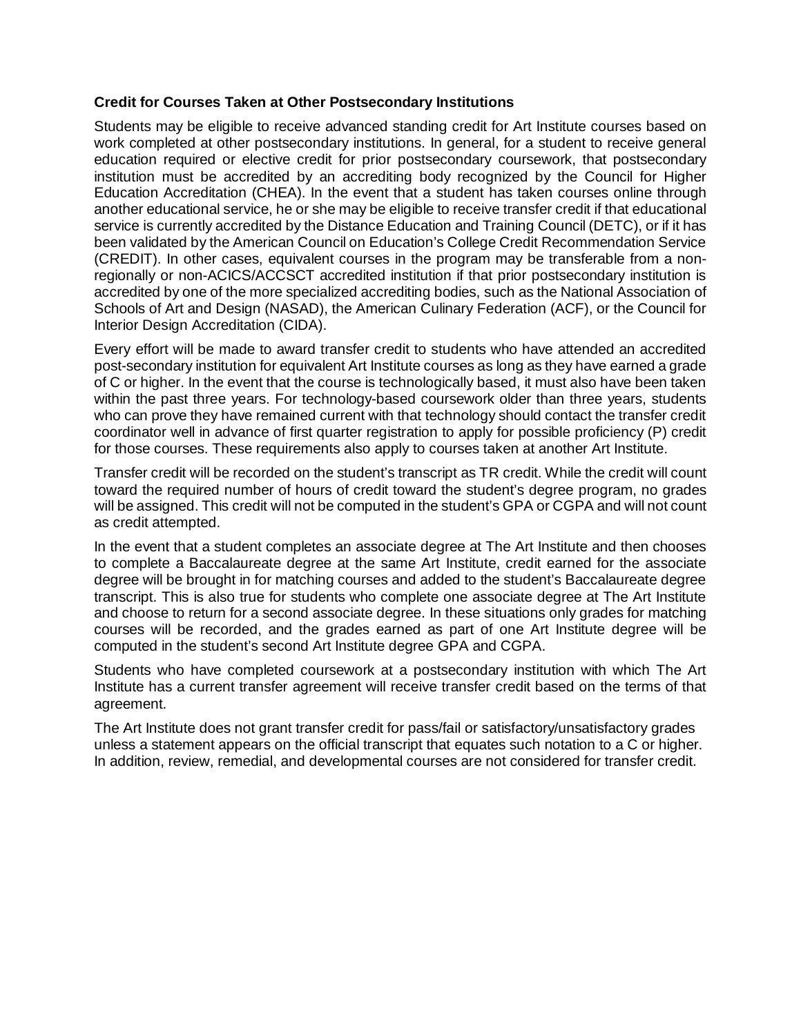### Credit for Courses Taken at Other Postsecondary Institutions

Students may be eligible to receive advanced standing credit for Art Institute courses based on work completed at other postsecondary institutions. In general, for a student to receive general education required or elective credit for prior postsecondary coursework, that postsecondary institution must be accredited by an accrediting body recognized by the Council for Higher Education Accreditation (CHEA). In the event that a student has taken courses online through another educational service, he or she may be eligible to receive transfer credit if that educational service is currently accredited by the Distance Education and Training Council (DETC), or if it has been validated by the American Council on Education's College Credit Recommendation Service (CREDIT). In other cases, equivalent courses in the program may be transferable from a non-regionally or non-ACICS/ACCSCT accredited institution if that prior postsecondary institution is accredited by one of the more specialized accrediting bodies, such as the National Association of Schools of Art and Design (NASAD), the American Culinary Federation (ACF), or the Council for Interior Design Accreditation (CIDA).

Every effort will be made to award transfer credit to students who have attended an accredited post-secondary institution for equivalent Art Institute courses as long as they have earned a grade of C or higher. In the event that the course is technologically based, it must also have been taken within the past three years. For technology-based coursework older than three years, students who can prove they have remained current with that technology should contact the transfer credit coordinator well in advance of first quarter registration to apply for possible proficiency (P) credit for those courses. These requirements also apply to courses taken at another Art Institute.

Transfer credit will be recorded on the student's transcript as TR credit. While the credit will count toward the required number of hours of credit toward the student's degree program, no grades will be assigned. This credit will not be computed in the student's GPA or CGPA and will not count as credit attempted.

In the event that a student completes an associate degree at The Art Institute and then chooses to complete a Baccalaureate degree at the same Art Institute, credit earned for the associate degree will be brought in for matching courses and added to the student's Baccalaureate degree transcript. This is also true for students who complete one associate degree at The Art Institute and choose to return for a second associate degree. In these situations only grades for matching courses will be recorded, and the grades earned as part of one Art Institute degree will be computed in the student's second Art Institute degree GPA and CGPA.

Students who have completed coursework at a postsecondary institution with which The Art Institute has a current transfer agreement will receive transfer credit based on the terms of that agreement.

The Art Institute does not grant transfer credit for pass/fail or satisfactory/unsatisfactory grades unless a statement appears on the official transcript that equates such notation to a C or higher. In addition, review, remedial, and developmental courses are not considered for transfer credit.